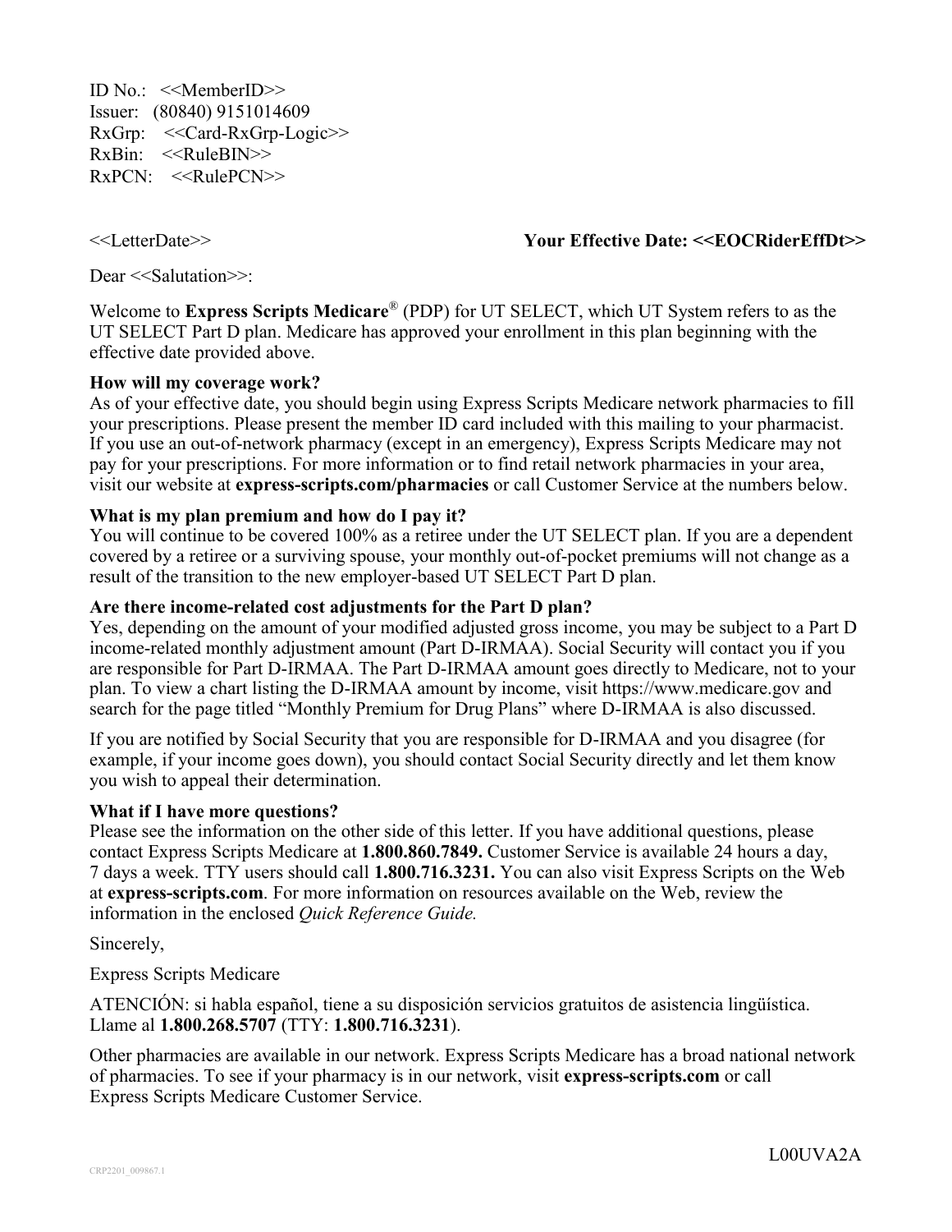ID No.: <<MemberID>>
Issuer: (80840) 9151014609
RxGrp: <<Card-RxGrp-Logic>>
RxBin: <<RuleBIN>>
RxPCN: <<RulePCN>>

<<LetterDate>> **Your Effective Date: <<EOCRiderEffDt>>**

Dear <<Salutation>>:

Welcome to **Express Scripts Medicare**® (PDP) for UT SELECT, which UT System refers to as the UT SELECT Part D plan. Medicare has approved your enrollment in this plan beginning with the effective date provided above.

**How will my coverage work?**
As of your effective date, you should begin using Express Scripts Medicare network pharmacies to fill your prescriptions. Please present the member ID card included with this mailing to your pharmacist. If you use an out-of-network pharmacy (except in an emergency), Express Scripts Medicare may not pay for your prescriptions. For more information or to find retail network pharmacies in your area, visit our website at **express-scripts.com/pharmacies** or call Customer Service at the numbers below.

**What is my plan premium and how do I pay it?**
You will continue to be covered 100% as a retiree under the UT SELECT plan. If you are a dependent covered by a retiree or a surviving spouse, your monthly out-of-pocket premiums will not change as a result of the transition to the new employer-based UT SELECT Part D plan.

**Are there income-related cost adjustments for the Part D plan?**
Yes, depending on the amount of your modified adjusted gross income, you may be subject to a Part D income-related monthly adjustment amount (Part D-IRMAA). Social Security will contact you if you are responsible for Part D-IRMAA. The Part D-IRMAA amount goes directly to Medicare, not to your plan. To view a chart listing the D-IRMAA amount by income, visit https://www.medicare.gov and search for the page titled "Monthly Premium for Drug Plans" where D-IRMAA is also discussed.

If you are notified by Social Security that you are responsible for D-IRMAA and you disagree (for example, if your income goes down), you should contact Social Security directly and let them know you wish to appeal their determination.

**What if I have more questions?**
Please see the information on the other side of this letter. If you have additional questions, please contact Express Scripts Medicare at **1.800.860.7849.** Customer Service is available 24 hours a day, 7 days a week. TTY users should call **1.800.716.3231.** You can also visit Express Scripts on the Web at **express-scripts.com**. For more information on resources available on the Web, review the information in the enclosed *Quick Reference Guide.*

Sincerely,

Express Scripts Medicare

ATENCIÓN: si habla español, tiene a su disposición servicios gratuitos de asistencia lingüística. Llame al **1.800.268.5707** (TTY: **1.800.716.3231**).

Other pharmacies are available in our network. Express Scripts Medicare has a broad national network of pharmacies. To see if your pharmacy is in our network, visit **express-scripts.com** or call Express Scripts Medicare Customer Service.

L00UVA2A

CRP2201_009867.1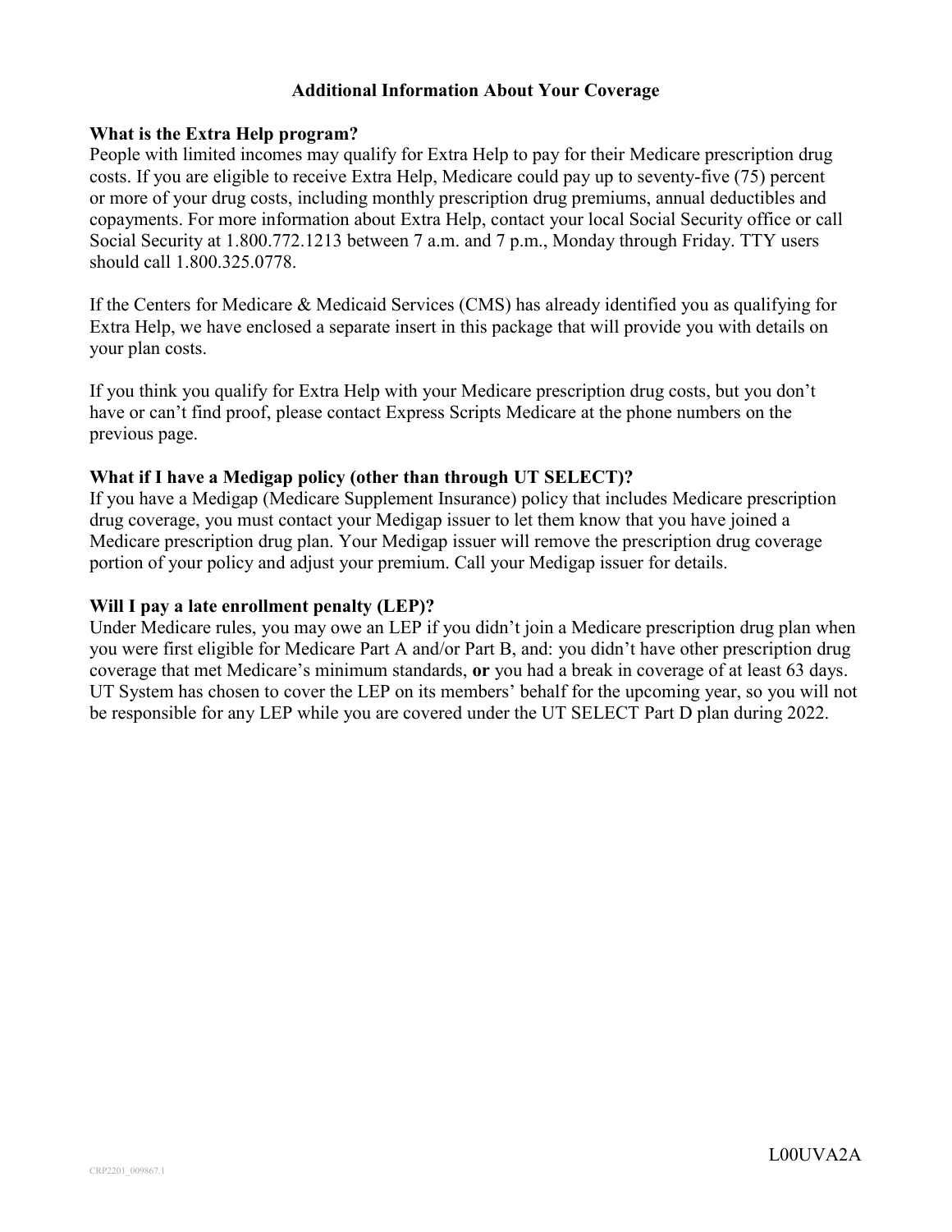## Additional Information About Your Coverage

### What is the Extra Help program?

People with limited incomes may qualify for Extra Help to pay for their Medicare prescription drug costs. If you are eligible to receive Extra Help, Medicare could pay up to seventy-five (75) percent or more of your drug costs, including monthly prescription drug premiums, annual deductibles and copayments. For more information about Extra Help, contact your local Social Security office or call Social Security at 1.800.772.1213 between 7 a.m. and 7 p.m., Monday through Friday. TTY users should call 1.800.325.0778.

If the Centers for Medicare & Medicaid Services (CMS) has already identified you as qualifying for Extra Help, we have enclosed a separate insert in this package that will provide you with details on your plan costs.

If you think you qualify for Extra Help with your Medicare prescription drug costs, but you don't have or can't find proof, please contact Express Scripts Medicare at the phone numbers on the previous page.

### What if I have a Medigap policy (other than through UT SELECT)?

If you have a Medigap (Medicare Supplement Insurance) policy that includes Medicare prescription drug coverage, you must contact your Medigap issuer to let them know that you have joined a Medicare prescription drug plan. Your Medigap issuer will remove the prescription drug coverage portion of your policy and adjust your premium. Call your Medigap issuer for details.

### Will I pay a late enrollment penalty (LEP)?

Under Medicare rules, you may owe an LEP if you didn't join a Medicare prescription drug plan when you were first eligible for Medicare Part A and/or Part B, and: you didn't have other prescription drug coverage that met Medicare's minimum standards, **or** you had a break in coverage of at least 63 days. UT System has chosen to cover the LEP on its members' behalf for the upcoming year, so you will not be responsible for any LEP while you are covered under the UT SELECT Part D plan during 2022.

CRP2201_009867.1

L00UVA2A